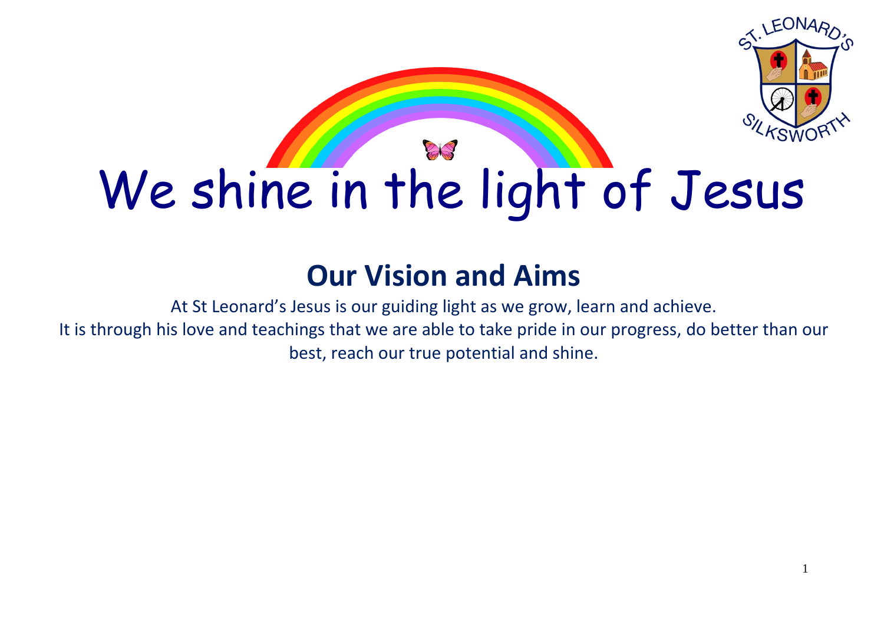# We shine in the light of Jesus

## Our Vision and Aims

At St Leonard's Jesus is our guiding light as we grow, learn and achieve.
It is through his love and teachings that we are able to take pride in our progress, do better than our best, reach our true potential and shine.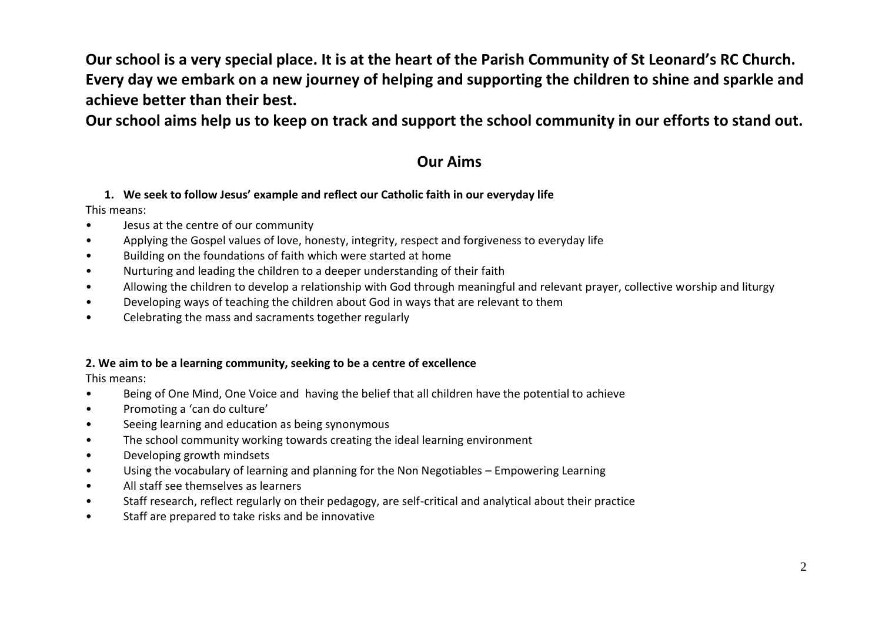**Our school is a very special place. It is at the heart of the Parish Community of St Leonard's RC Church. Every day we embark on a new journey of helping and supporting the children to shine and sparkle and achieve better than their best.**

**Our school aims help us to keep on track and support the school community in our efforts to stand out.**

## Our Aims

**1. We seek to follow Jesus' example and reflect our Catholic faith in our everyday life**

This means:

- Jesus at the centre of our community
- Applying the Gospel values of love, honesty, integrity, respect and forgiveness to everyday life
- Building on the foundations of faith which were started at home
- Nurturing and leading the children to a deeper understanding of their faith
- Allowing the children to develop a relationship with God through meaningful and relevant prayer, collective worship and liturgy
- Developing ways of teaching the children about God in ways that are relevant to them
- Celebrating the mass and sacraments together regularly

**2. We aim to be a learning community, seeking to be a centre of excellence**

This means:

- Being of One Mind, One Voice and having the belief that all children have the potential to achieve
- Promoting a 'can do culture'
- Seeing learning and education as being synonymous
- The school community working towards creating the ideal learning environment
- Developing growth mindsets
- Using the vocabulary of learning and planning for the Non Negotiables – Empowering Learning
- All staff see themselves as learners
- Staff research, reflect regularly on their pedagogy, are self-critical and analytical about their practice
- Staff are prepared to take risks and be innovative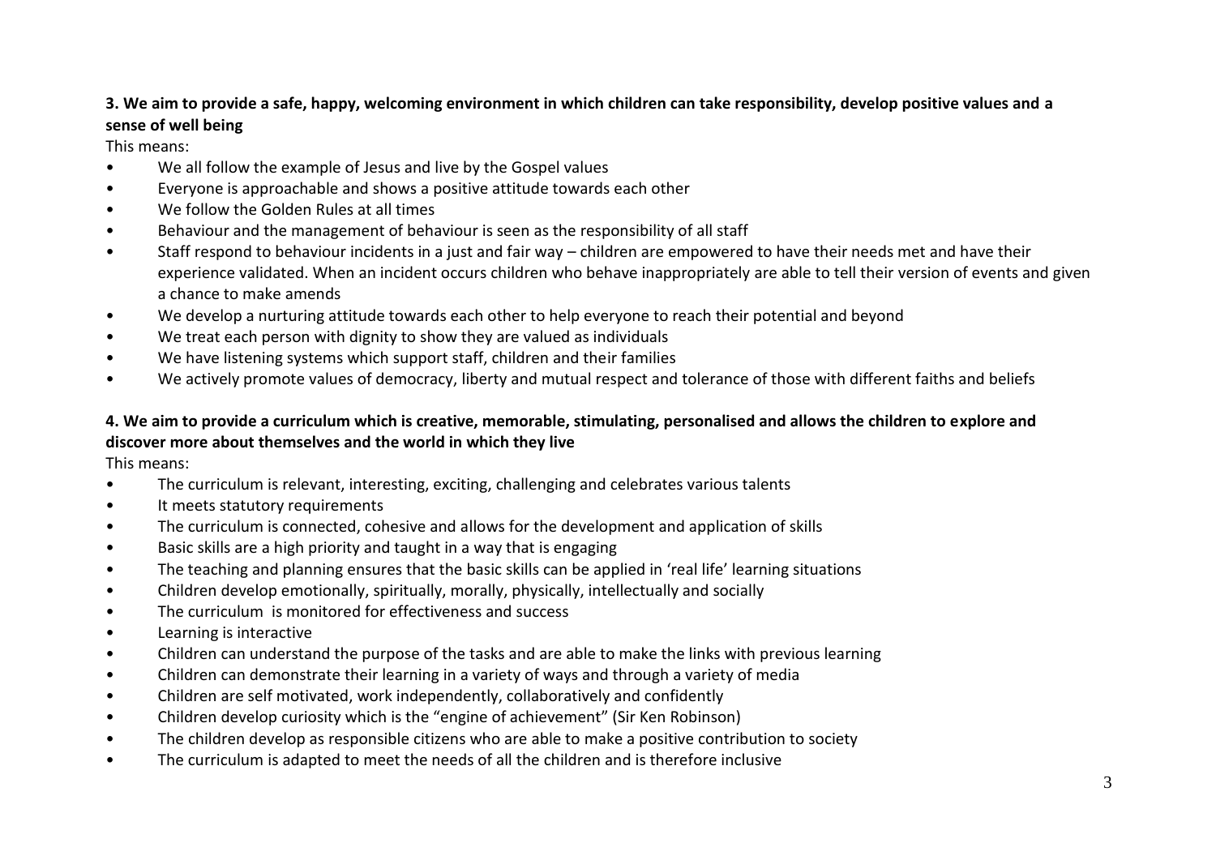**3. We aim to provide a safe, happy, welcoming environment in which children can take responsibility, develop positive values and a sense of well being**

This means:

- We all follow the example of Jesus and live by the Gospel values
- Everyone is approachable and shows a positive attitude towards each other
- We follow the Golden Rules at all times
- Behaviour and the management of behaviour is seen as the responsibility of all staff
- Staff respond to behaviour incidents in a just and fair way – children are empowered to have their needs met and have their experience validated. When an incident occurs children who behave inappropriately are able to tell their version of events and given a chance to make amends
- We develop a nurturing attitude towards each other to help everyone to reach their potential and beyond
- We treat each person with dignity to show they are valued as individuals
- We have listening systems which support staff, children and their families
- We actively promote values of democracy, liberty and mutual respect and tolerance of those with different faiths and beliefs

**4. We aim to provide a curriculum which is creative, memorable, stimulating, personalised and allows the children to explore and discover more about themselves and the world in which they live**

This means:

- The curriculum is relevant, interesting, exciting, challenging and celebrates various talents
- It meets statutory requirements
- The curriculum is connected, cohesive and allows for the development and application of skills
- Basic skills are a high priority and taught in a way that is engaging
- The teaching and planning ensures that the basic skills can be applied in 'real life' learning situations
- Children develop emotionally, spiritually, morally, physically, intellectually and socially
- The curriculum is monitored for effectiveness and success
- Learning is interactive
- Children can understand the purpose of the tasks and are able to make the links with previous learning
- Children can demonstrate their learning in a variety of ways and through a variety of media
- Children are self motivated, work independently, collaboratively and confidently
- Children develop curiosity which is the "engine of achievement" (Sir Ken Robinson)
- The children develop as responsible citizens who are able to make a positive contribution to society
- The curriculum is adapted to meet the needs of all the children and is therefore inclusive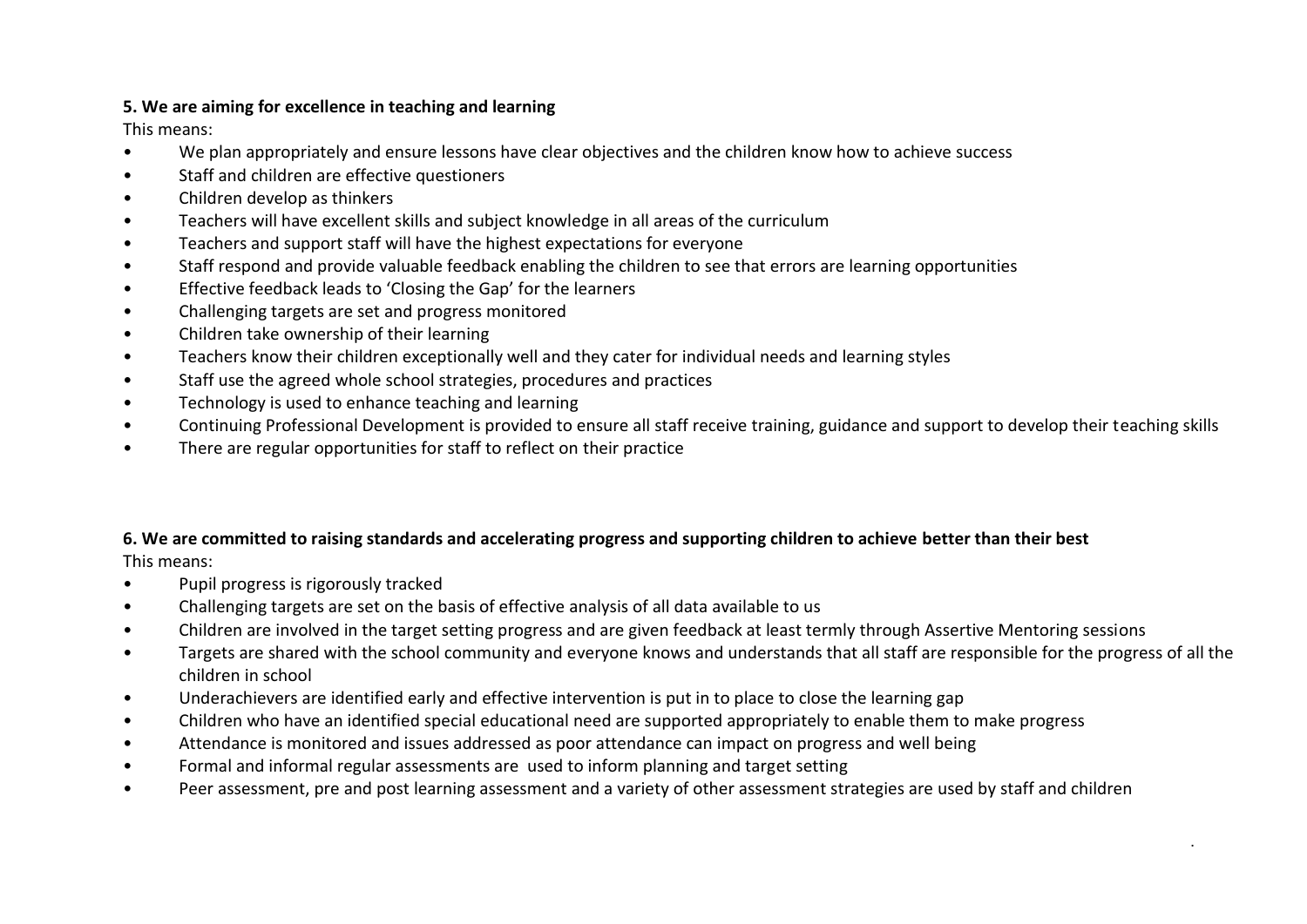**5. We are aiming for excellence in teaching and learning**

This means:

- We plan appropriately and ensure lessons have clear objectives and the children know how to achieve success
- Staff and children are effective questioners
- Children develop as thinkers
- Teachers will have excellent skills and subject knowledge in all areas of the curriculum
- Teachers and support staff will have the highest expectations for everyone
- Staff respond and provide valuable feedback enabling the children to see that errors are learning opportunities
- Effective feedback leads to 'Closing the Gap' for the learners
- Challenging targets are set and progress monitored
- Children take ownership of their learning
- Teachers know their children exceptionally well and they cater for individual needs and learning styles
- Staff use the agreed whole school strategies, procedures and practices
- Technology is used to enhance teaching and learning
- Continuing Professional Development is provided to ensure all staff receive training, guidance and support to develop their teaching skills
- There are regular opportunities for staff to reflect on their practice

**6. We are committed to raising standards and accelerating progress and supporting children to achieve better than their best**

This means:

- Pupil progress is rigorously tracked
- Challenging targets are set on the basis of effective analysis of all data available to us
- Children are involved in the target setting progress and are given feedback at least termly through Assertive Mentoring sessions
- Targets are shared with the school community and everyone knows and understands that all staff are responsible for the progress of all the children in school
- Underachievers are identified early and effective intervention is put in to place to close the learning gap
- Children who have an identified special educational need are supported appropriately to enable them to make progress
- Attendance is monitored and issues addressed as poor attendance can impact on progress and well being
- Formal and informal regular assessments are used to inform planning and target setting
- Peer assessment, pre and post learning assessment and a variety of other assessment strategies are used by staff and children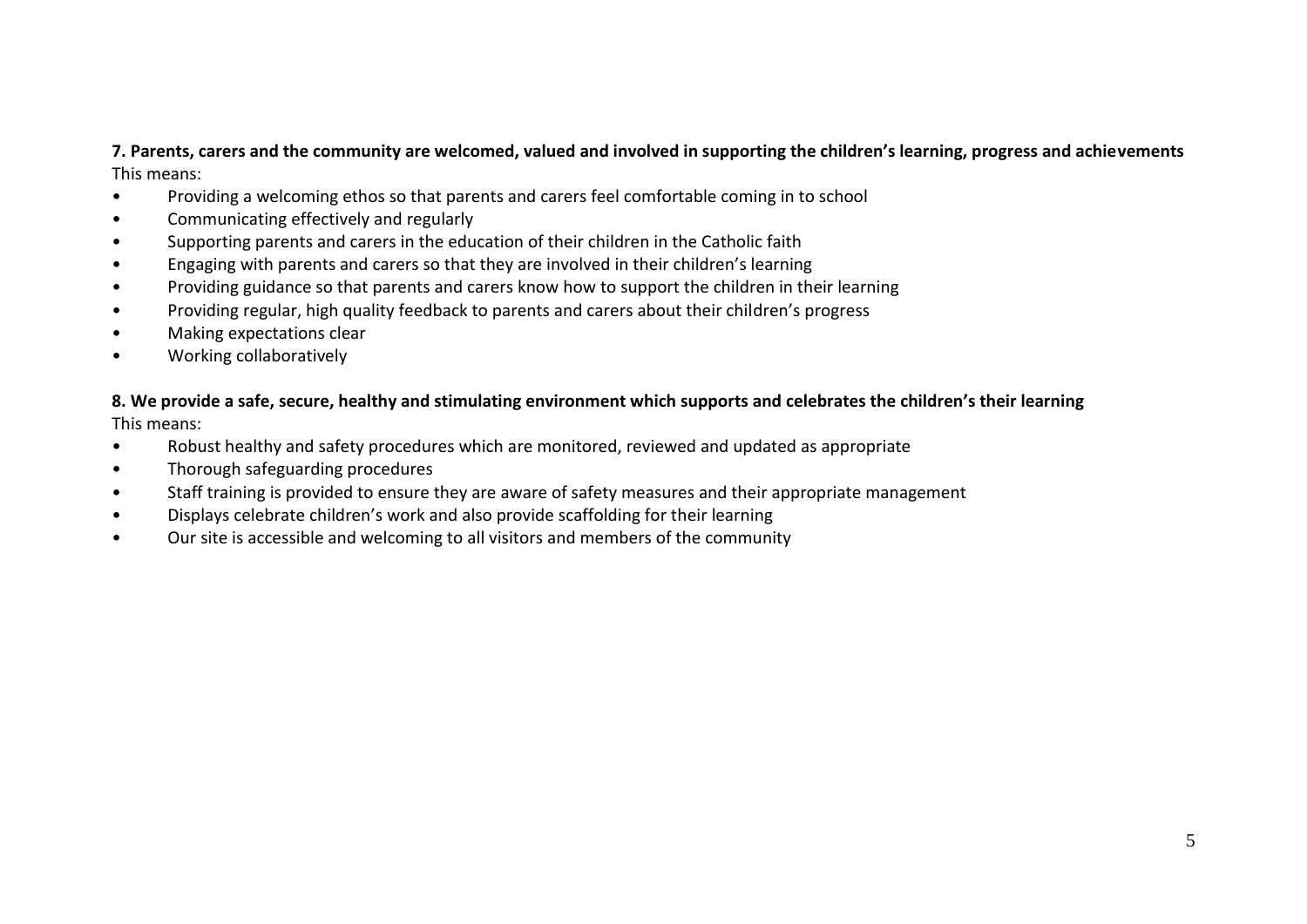**7. Parents, carers and the community are welcomed, valued and involved in supporting the children's learning, progress and achievements**

This means:

- Providing a welcoming ethos so that parents and carers feel comfortable coming in to school
- Communicating effectively and regularly
- Supporting parents and carers in the education of their children in the Catholic faith
- Engaging with parents and carers so that they are involved in their children's learning
- Providing guidance so that parents and carers know how to support the children in their learning
- Providing regular, high quality feedback to parents and carers about their children's progress
- Making expectations clear
- Working collaboratively

**8. We provide a safe, secure, healthy and stimulating environment which supports and celebrates the children's their learning**

This means:

- Robust healthy and safety procedures which are monitored, reviewed and updated as appropriate
- Thorough safeguarding procedures
- Staff training is provided to ensure they are aware of safety measures and their appropriate management
- Displays celebrate children's work and also provide scaffolding for their learning
- Our site is accessible and welcoming to all visitors and members of the community